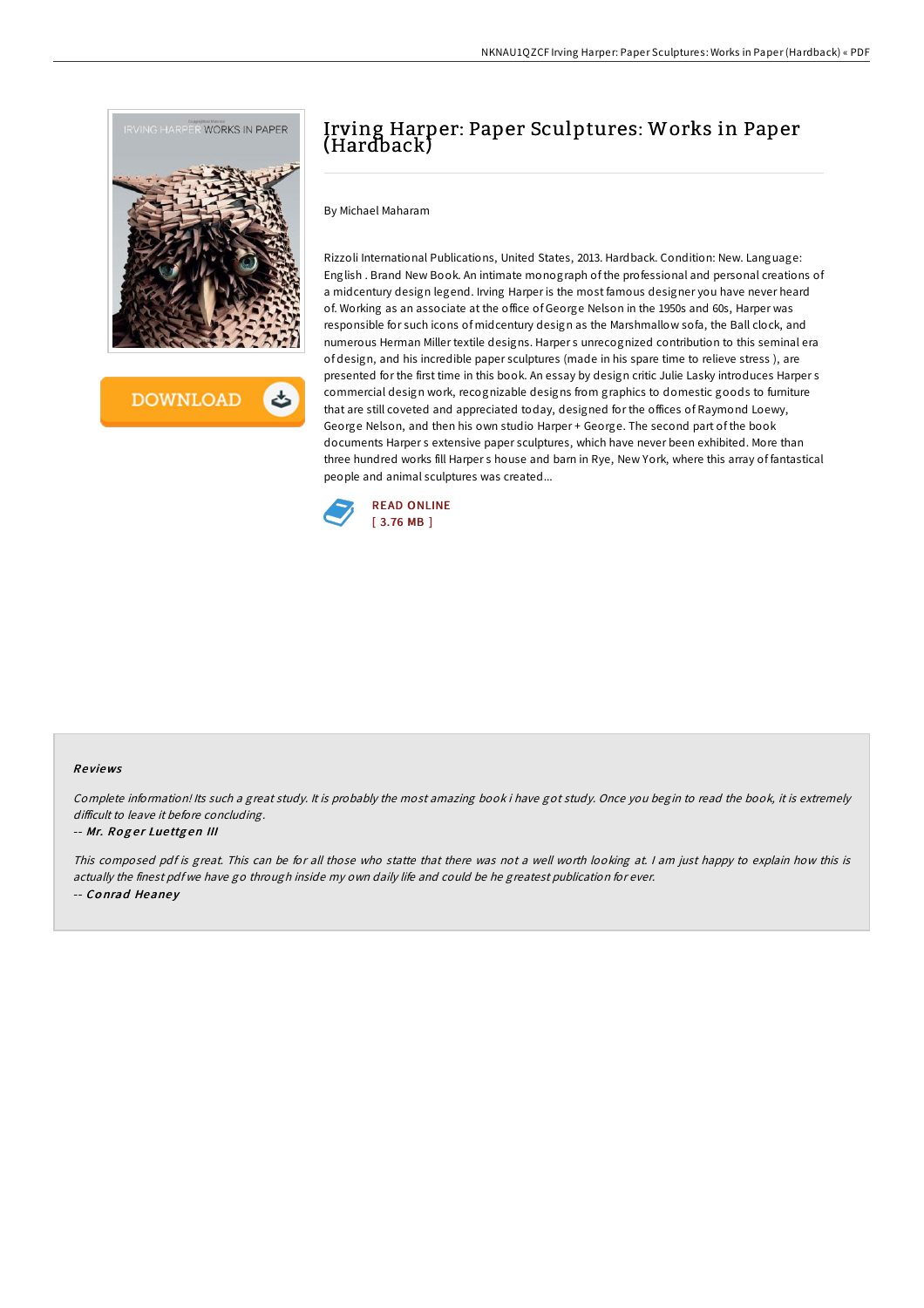# Irving Harper: Paper Sculptures: Works in Paper (Hardback)

By Michael Maharam

Rizzoli International Publications, United States, 2013. Hardback. Condition: New. Language: English . Brand New Book. An intimate monograph of the professional and personal creations of a midcentury design legend. Irving Harper is the most famous designer you have never heard of. Working as an associate at the office of George Nelson in the 1950s and 60s, Harper was responsible for such icons of midcentury design as the Marshmallow sofa, the Ball clock, and numerous Herman Miller textile designs. Harper s unrecognized contribution to this seminal era of design, and his incredible paper sculptures (made in his spare time to relieve stress ), are presented for the first time in this book. An essay by design critic Julie Lasky introduces Harper s commercial design work, recognizable designs from graphics to domestic goods to furniture that are still coveted and appreciated today, designed for the offices of Raymond Loewy, George Nelson, and then his own studio Harper + George. The second part of the book documents Harper s extensive paper sculptures, which have never been exhibited. More than three hundred works fill Harper s house and barn in Rye, New York, where this array of fantastical people and animal sculptures was created...

READ ONLINE
[ 3.76 MB ]

## Reviews

*Complete information! Its such a great study. It is probably the most amazing book i have got study. Once you begin to read the book, it is extremely difficult to leave it before concluding.*

-- *Mr. Roger Luettgen III*

*This composed pdf is great. This can be for all those who statte that there was not a well worth looking at. I am just happy to explain how this is actually the finest pdf we have go through inside my own daily life and could be he greatest publication for ever.*

-- *Conrad Heaney*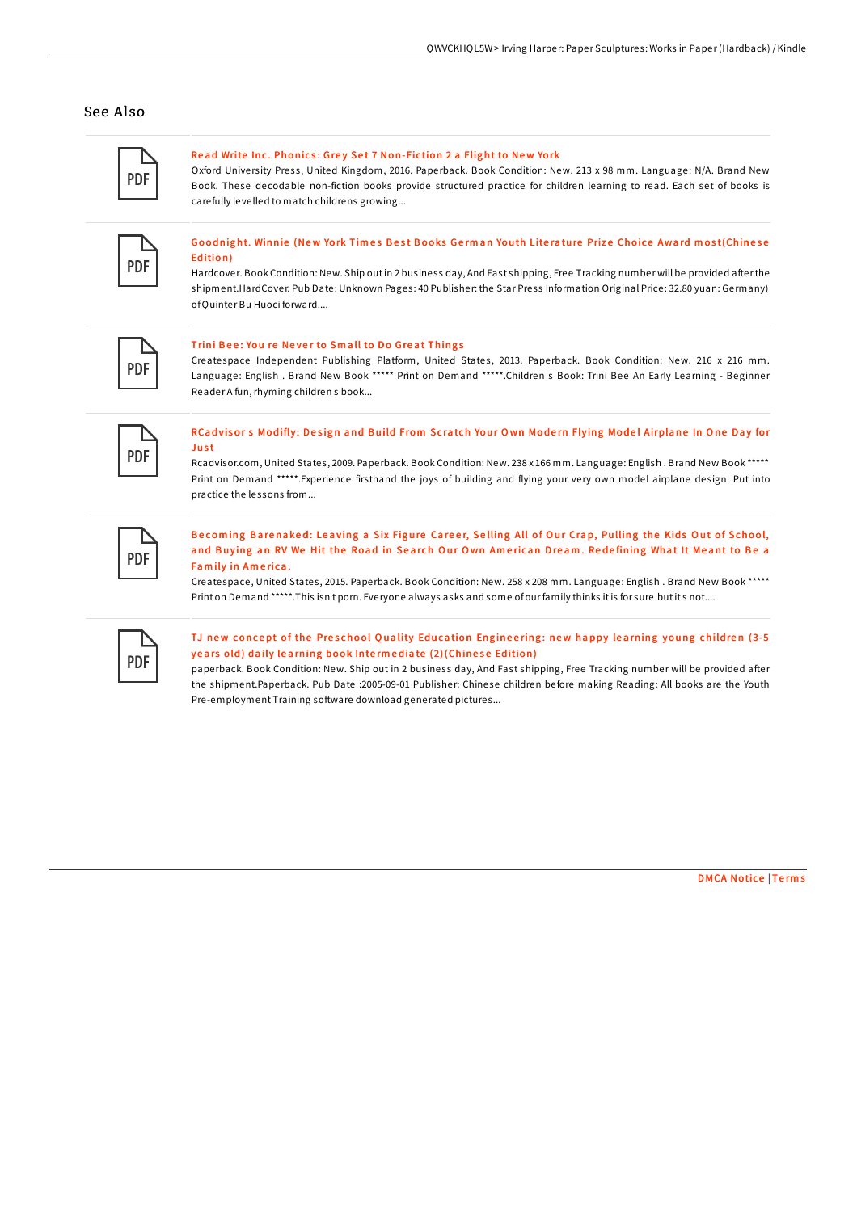## See Also

**Read Write Inc. Phonics: Grey Set 7 Non-Fiction 2 a Flight to New York**

Oxford University Press, United Kingdom, 2016. Paperback. Book Condition: New. 213 x 98 mm. Language: N/A. Brand New Book. These decodable non-fiction books provide structured practice for children learning to read. Each set of books is carefully levelled to match childrens growing...

**Goodnight. Winnie (New York Times Best Books German Youth Literature Prize Choice Award most(Chinese Edition)**

Hardcover. Book Condition: New. Ship out in 2 business day, And Fast shipping, Free Tracking number will be provided after the shipment.HardCover. Pub Date: Unknown Pages: 40 Publisher: the Star Press Information Original Price: 32.80 yuan: Germany) of Quinter Bu Huoci forward....

**Trini Bee: You re Never to Small to Do Great Things**

Createspace Independent Publishing Platform, United States, 2013. Paperback. Book Condition: New. 216 x 216 mm. Language: English . Brand New Book ***** Print on Demand *****.Children s Book: Trini Bee An Early Learning - Beginner Reader A fun, rhyming children s book...

**RCadvisor s Modifly: Design and Build From Scratch Your Own Modern Flying Model Airplane In One Day for Just**

Rcadvisor.com, United States, 2009. Paperback. Book Condition: New. 238 x 166 mm. Language: English . Brand New Book ***** Print on Demand *****.Experience firsthand the joys of building and flying your very own model airplane design. Put into practice the lessons from...

**Becoming Barenaked: Leaving a Six Figure Career, Selling All of Our Crap, Pulling the Kids Out of School, and Buying an RV We Hit the Road in Search Our Own American Dream. Redefining What It Meant to Be a Family in America.**

Createspace, United States, 2015. Paperback. Book Condition: New. 258 x 208 mm. Language: English . Brand New Book ***** Print on Demand *****.This isn t porn. Everyone always asks and some of our family thinks it is for sure.but it s not....

**TJ new concept of the Preschool Quality Education Engineering: new happy learning young children (3-5 years old) daily learning book Intermediate (2)(Chinese Edition)**

paperback. Book Condition: New. Ship out in 2 business day, And Fast shipping, Free Tracking number will be provided after the shipment.Paperback. Pub Date :2005-09-01 Publisher: Chinese children before making Reading: All books are the Youth Pre-employment Training software download generated pictures...

DMCA Notice | Terms